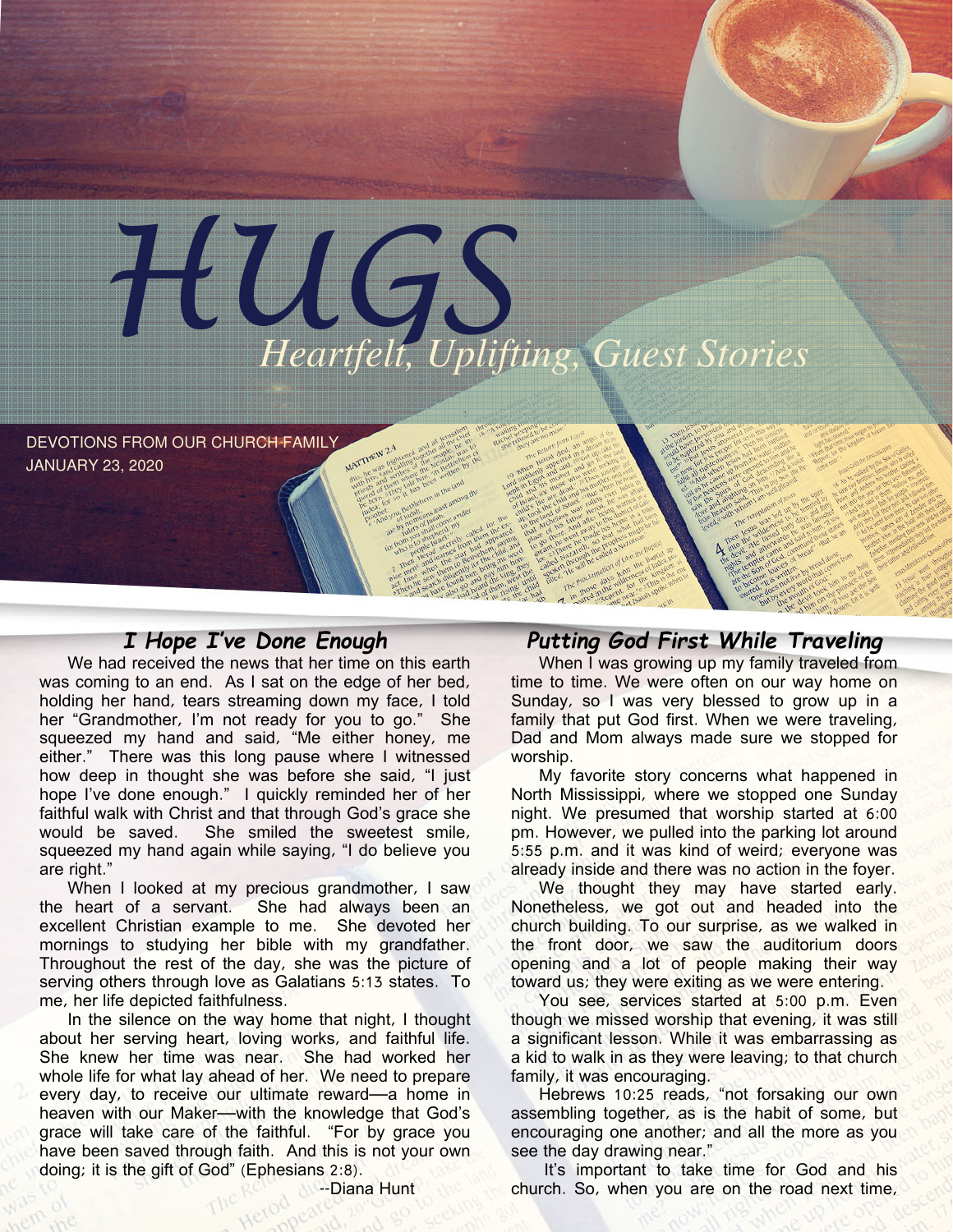# HUGS

## Heartfelt, Uplifting, Guest Stories

DEVOTIONS FROM OUR CHURCH FAMILY
JANUARY 23, 2020

### *I Hope I've Done Enough*

We had received the news that her time on this earth was coming to an end. As I sat on the edge of her bed, holding her hand, tears streaming down my face, I told her "Grandmother, I'm not ready for you to go." She squeezed my hand and said, "Me either honey, me either." There was this long pause where I witnessed how deep in thought she was before she said, "I just hope I've done enough." I quickly reminded her of her faithful walk with Christ and that through God's grace she would be saved. She smiled the sweetest smile, squeezed my hand again while saying, "I do believe you are right."

When I looked at my precious grandmother, I saw the heart of a servant. She had always been an excellent Christian example to me. She devoted her mornings to studying her bible with my grandfather. Throughout the rest of the day, she was the picture of serving others through love as Galatians 5:13 states. To me, her life depicted faithfulness.

In the silence on the way home that night, I thought about her serving heart, loving works, and faithful life. She knew her time was near. She had worked her whole life for what lay ahead of her. We need to prepare every day, to receive our ultimate reward—a home in heaven with our Maker—with the knowledge that God's grace will take care of the faithful. "For by grace you have been saved through faith. And this is not your own doing; it is the gift of God" (Ephesians 2:8).

--Diana Hunt

### *Putting God First While Traveling*

When I was growing up my family traveled from time to time. We were often on our way home on Sunday, so I was very blessed to grow up in a family that put God first. When we were traveling, Dad and Mom always made sure we stopped for worship.

My favorite story concerns what happened in North Mississippi, where we stopped one Sunday night. We presumed that worship started at 6:00 pm. However, we pulled into the parking lot around 5:55 p.m. and it was kind of weird; everyone was already inside and there was no action in the foyer.

We thought they may have started early. Nonetheless, we got out and headed into the church building. To our surprise, as we walked in the front door, we saw the auditorium doors opening and a lot of people making their way toward us; they were exiting as we were entering.

You see, services started at 5:00 p.m. Even though we missed worship that evening, it was still a significant lesson. While it was embarrassing as a kid to walk in as they were leaving; to that church family, it was encouraging.

Hebrews 10:25 reads, "not forsaking our own assembling together, as is the habit of some, but encouraging one another; and all the more as you see the day drawing near."

It's important to take time for God and his church. So, when you are on the road next time,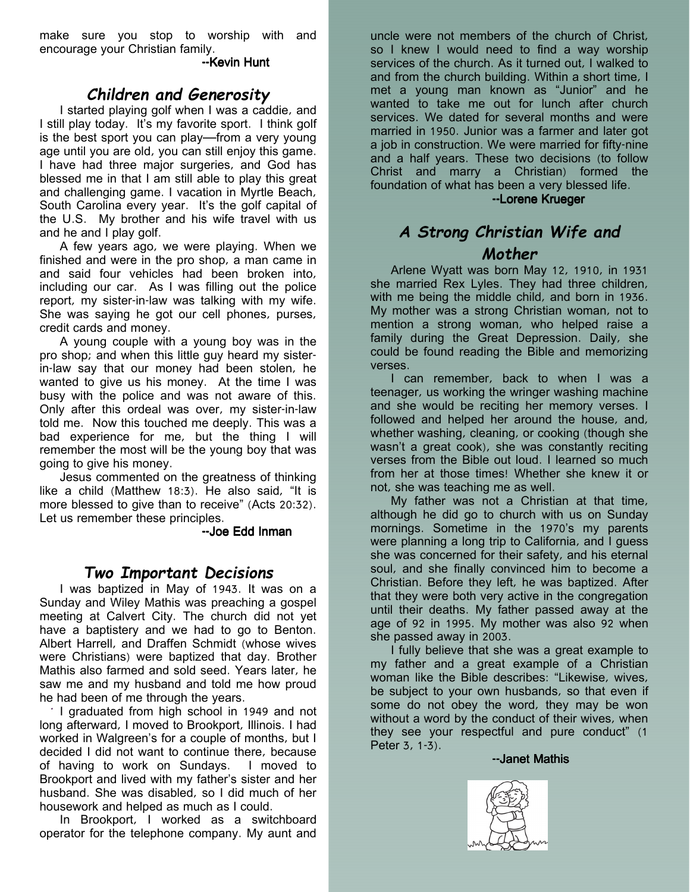make sure you stop to worship with and encourage your Christian family.

--Kevin Hunt

## *Children and Generosity*

I started playing golf when I was a caddie, and I still play today. It's my favorite sport. I think golf is the best sport you can play—from a very young age until you are old, you can still enjoy this game. I have had three major surgeries, and God has blessed me in that I am still able to play this great and challenging game. I vacation in Myrtle Beach, South Carolina every year. It's the golf capital of the U.S. My brother and his wife travel with us and he and I play golf.

A few years ago, we were playing. When we finished and were in the pro shop, a man came in and said four vehicles had been broken into, including our car. As I was filling out the police report, my sister-in-law was talking with my wife. She was saying he got our cell phones, purses, credit cards and money.

A young couple with a young boy was in the pro shop; and when this little guy heard my sister-in-law say that our money had been stolen, he wanted to give us his money. At the time I was busy with the police and was not aware of this. Only after this ordeal was over, my sister-in-law told me. Now this touched me deeply. This was a bad experience for me, but the thing I will remember the most will be the young boy that was going to give his money.

Jesus commented on the greatness of thinking like a child (Matthew 18:3). He also said, "It is more blessed to give than to receive" (Acts 20:32). Let us remember these principles.

--Joe Edd Inman

## *Two Important Decisions*

I was baptized in May of 1943. It was on a Sunday and Wiley Mathis was preaching a gospel meeting at Calvert City. The church did not yet have a baptistery and we had to go to Benton. Albert Harrell, and Draffen Schmidt (whose wives were Christians) were baptized that day. Brother Mathis also farmed and sold seed. Years later, he saw me and my husband and told me how proud he had been of me through the years.

I graduated from high school in 1949 and not long afterward, I moved to Brookport, Illinois. I had worked in Walgreen's for a couple of months, but I decided I did not want to continue there, because of having to work on Sundays. I moved to Brookport and lived with my father's sister and her husband. She was disabled, so I did much of her housework and helped as much as I could.

In Brookport, I worked as a switchboard operator for the telephone company. My aunt and uncle were not members of the church of Christ, so I knew I would need to find a way worship services of the church. As it turned out, I walked to and from the church building. Within a short time, I met a young man known as "Junior" and he wanted to take me out for lunch after church services. We dated for several months and were married in 1950. Junior was a farmer and later got a job in construction. We were married for fifty-nine and a half years. These two decisions (to follow Christ and marry a Christian) formed the foundation of what has been a very blessed life.

--Lorene Krueger

## *A Strong Christian Wife and Mother*

Arlene Wyatt was born May 12, 1910, in 1931 she married Rex Lyles. They had three children, with me being the middle child, and born in 1936. My mother was a strong Christian woman, not to mention a strong woman, who helped raise a family during the Great Depression. Daily, she could be found reading the Bible and memorizing verses.

I can remember, back to when I was a teenager, us working the wringer washing machine and she would be reciting her memory verses. I followed and helped her around the house, and, whether washing, cleaning, or cooking (though she wasn't a great cook), she was constantly reciting verses from the Bible out loud. I learned so much from her at those times! Whether she knew it or not, she was teaching me as well.

My father was not a Christian at that time, although he did go to church with us on Sunday mornings. Sometime in the 1970's my parents were planning a long trip to California, and I guess she was concerned for their safety, and his eternal soul, and she finally convinced him to become a Christian. Before they left, he was baptized. After that they were both very active in the congregation until their deaths. My father passed away at the age of 92 in 1995. My mother was also 92 when she passed away in 2003.

I fully believe that she was a great example to my father and a great example of a Christian woman like the Bible describes: "Likewise, wives, be subject to your own husbands, so that even if some do not obey the word, they may be won without a word by the conduct of their wives, when they see your respectful and pure conduct" (1 Peter 3, 1-3).

--Janet Mathis